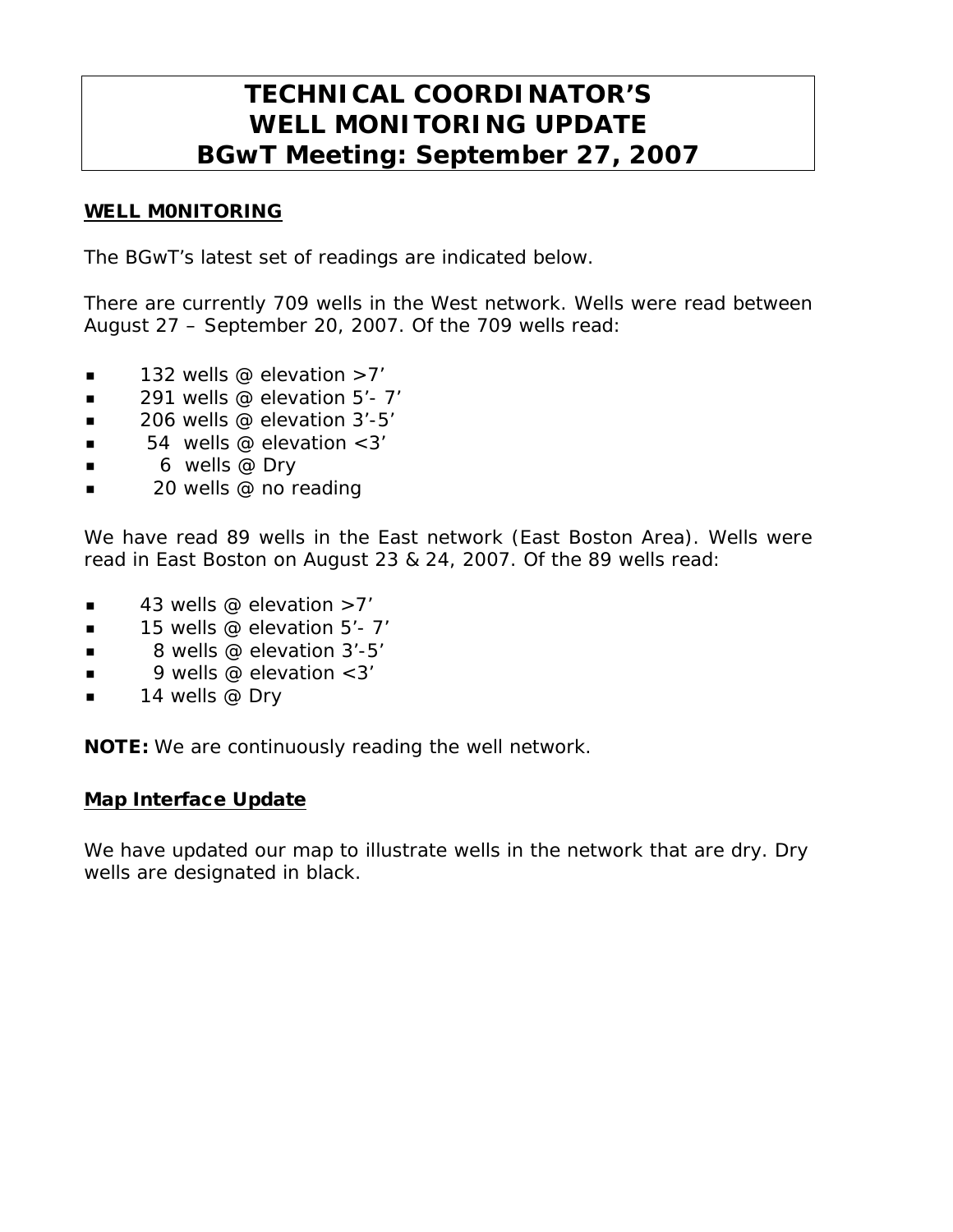# TECHNICAL COORDINATOR'S WELL MONITORING UPDATE BGwT Meeting: September 27, 2007

## WELL M0NITORING

The BGwT's latest set of readings are indicated below.

There are currently 709 wells in the West network. Wells were read between August 27 – September 20, 2007. Of the 709 wells read:

- 132 wells @ elevation >7'
- 291 wells @ elevation 5'- 7'
- 206 wells @ elevation 3'-5'
- 54 wells @ elevation <3'
- 6 wells @ Dry
- 20 wells @ no reading

We have read 89 wells in the East network (East Boston Area). Wells were read in East Boston on August 23 & 24, 2007. Of the 89 wells read:

- 43 wells @ elevation >7'
- 15 wells @ elevation 5'- 7'
- 8 wells @ elevation 3'-5'
- 9 wells @ elevation <3'
- 14 wells @ Dry

**NOTE:** We are continuously reading the well network.

## Map Interface Update

We have updated our map to illustrate wells in the network that are dry. Dry wells are designated in black.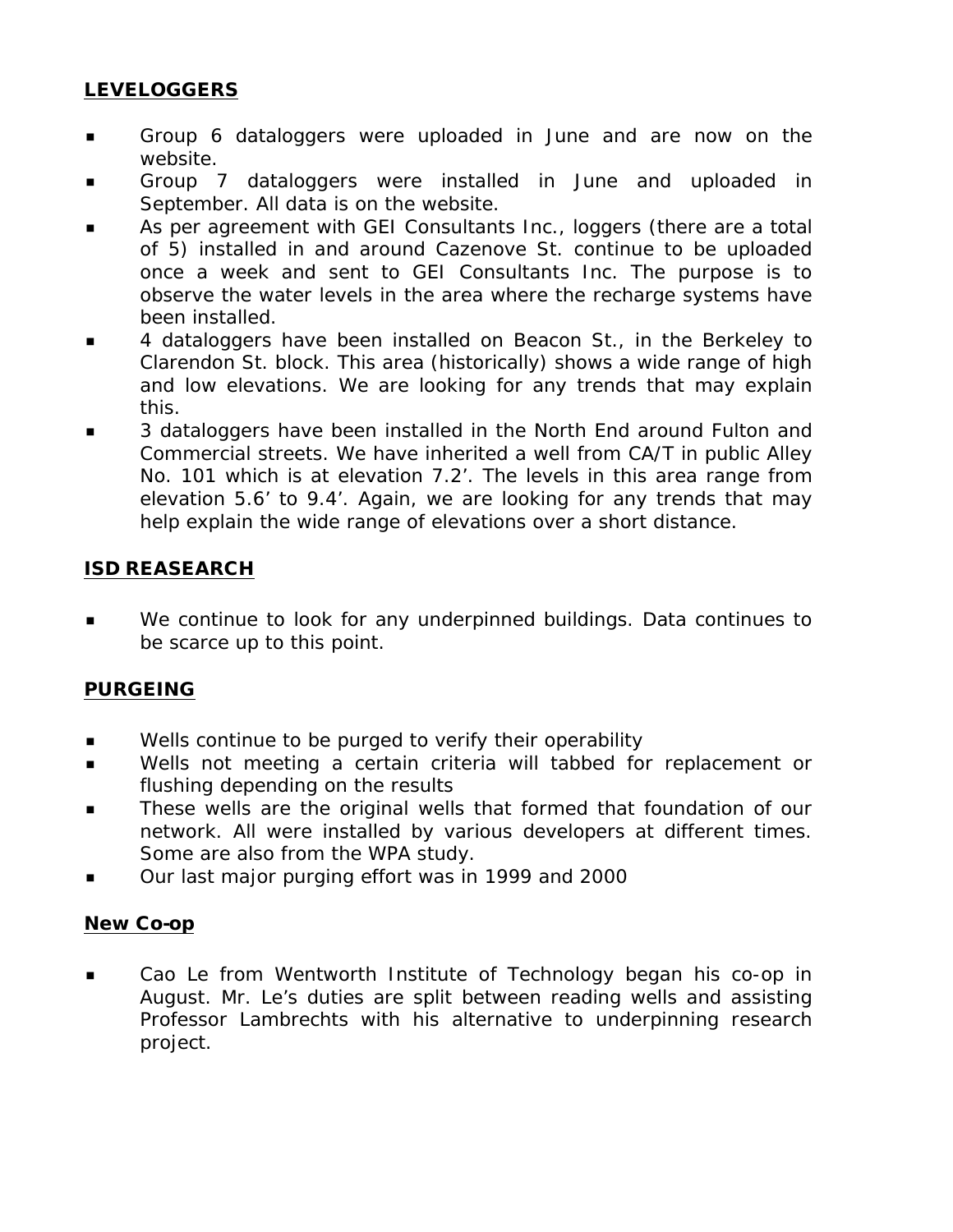**LEVELOGGERS**

- Group 6 dataloggers were uploaded in June and are now on the website.
- Group 7 dataloggers were installed in June and uploaded in September. All data is on the website.
- As per agreement with GEI Consultants Inc., loggers (there are a total of 5) installed in and around Cazenove St. continue to be uploaded once a week and sent to GEI Consultants Inc. The purpose is to observe the water levels in the area where the recharge systems have been installed.
- 4 dataloggers have been installed on Beacon St., in the Berkeley to Clarendon St. block. This area (historically) shows a wide range of high and low elevations. We are looking for any trends that may explain this.
- 3 dataloggers have been installed in the North End around Fulton and Commercial streets. We have inherited a well from CA/T in public Alley No. 101 which is at elevation 7.2'. The levels in this area range from elevation 5.6' to 9.4'. Again, we are looking for any trends that may help explain the wide range of elevations over a short distance.

**ISD REASEARCH**

- We continue to look for any underpinned buildings. Data continues to be scarce up to this point.

**PURGEING**

- Wells continue to be purged to verify their operability
- Wells not meeting a certain criteria will tabbed for replacement or flushing depending on the results
- These wells are the original wells that formed that foundation of our network. All were installed by various developers at different times. Some are also from the WPA study.
- Our last major purging effort was in 1999 and 2000

**New Co-op**

- Cao Le from Wentworth Institute of Technology began his co-op in August. Mr. Le's duties are split between reading wells and assisting Professor Lambrechts with his alternative to underpinning research project.